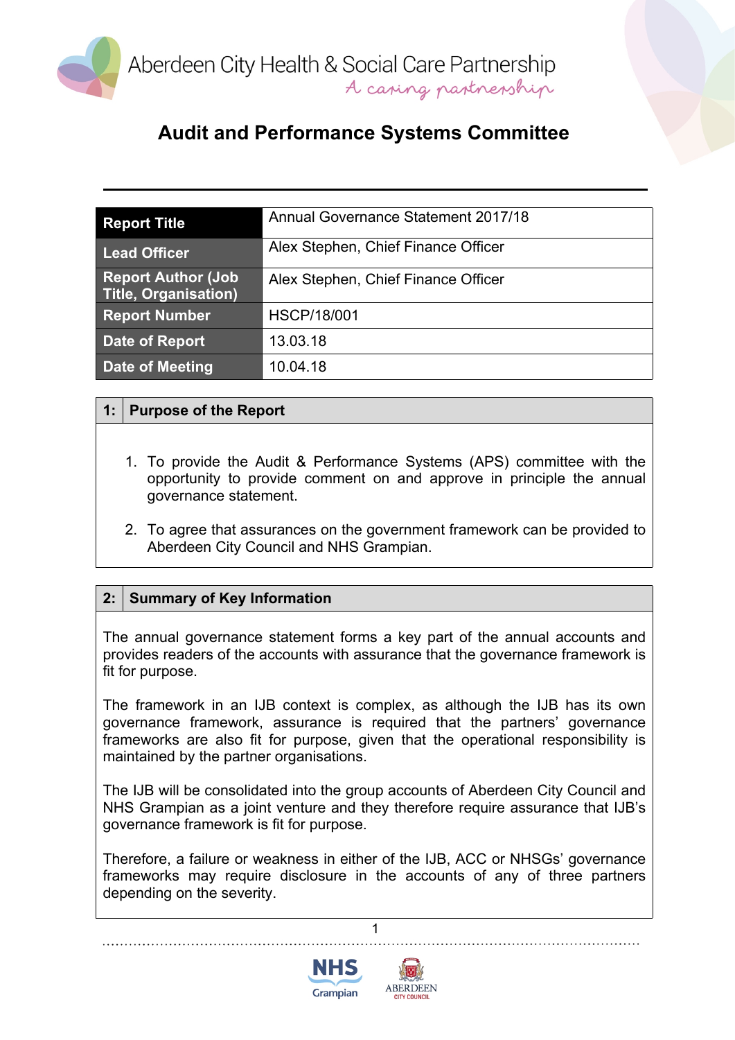Aberdeen City Health & Social Care Partnership

*A caring partnership*

# Audit and Performance Systems Committee

| Report Title | Annual Governance Statement 2017/18 |
|---|---|
| Lead Officer | Alex Stephen, Chief Finance Officer |
| Report Author (Job Title, Organisation) | Alex Stephen, Chief Finance Officer |
| Report Number | HSCP/18/001 |
| Date of Report | 13.03.18 |
| Date of Meeting | 10.04.18 |

## 1: Purpose of the Report

1. To provide the Audit & Performance Systems (APS) committee with the opportunity to provide comment on and approve in principle the annual governance statement.
2. To agree that assurances on the government framework can be provided to Aberdeen City Council and NHS Grampian.

## 2: Summary of Key Information

The annual governance statement forms a key part of the annual accounts and provides readers of the accounts with assurance that the governance framework is fit for purpose.

The framework in an IJB context is complex, as although the IJB has its own governance framework, assurance is required that the partners' governance frameworks are also fit for purpose, given that the operational responsibility is maintained by the partner organisations.

The IJB will be consolidated into the group accounts of Aberdeen City Council and NHS Grampian as a joint venture and they therefore require assurance that IJB's governance framework is fit for purpose.

Therefore, a failure or weakness in either of the IJB, ACC or NHSGs' governance frameworks may require disclosure in the accounts of any of three partners depending on the severity.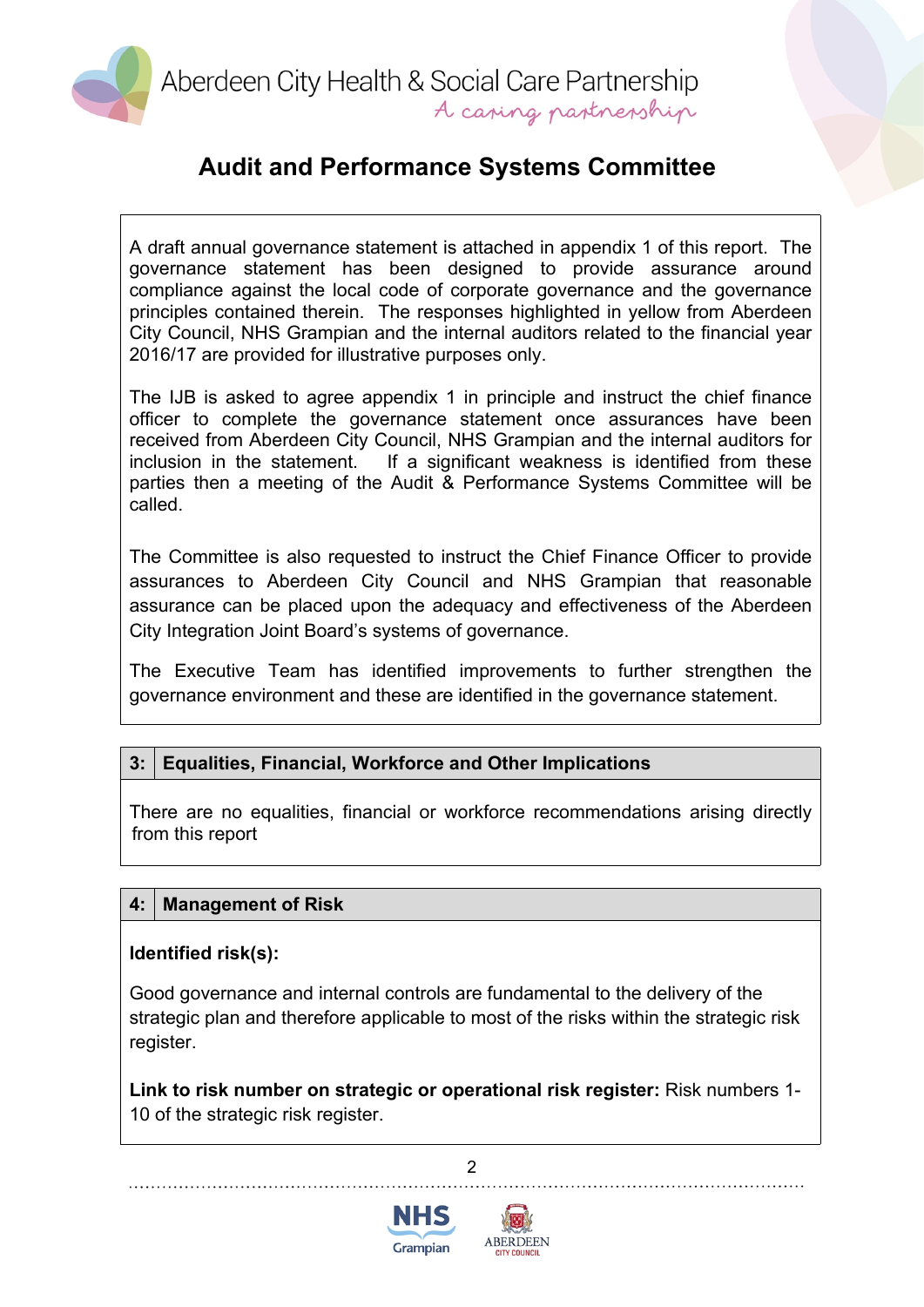# Audit and Performance Systems Committee

A draft annual governance statement is attached in appendix 1 of this report. The governance statement has been designed to provide assurance around compliance against the local code of corporate governance and the governance principles contained therein. The responses highlighted in yellow from Aberdeen City Council, NHS Grampian and the internal auditors related to the financial year 2016/17 are provided for illustrative purposes only.

The IJB is asked to agree appendix 1 in principle and instruct the chief finance officer to complete the governance statement once assurances have been received from Aberdeen City Council, NHS Grampian and the internal auditors for inclusion in the statement. If a significant weakness is identified from these parties then a meeting of the Audit & Performance Systems Committee will be called.

The Committee is also requested to instruct the Chief Finance Officer to provide assurances to Aberdeen City Council and NHS Grampian that reasonable assurance can be placed upon the adequacy and effectiveness of the Aberdeen City Integration Joint Board's systems of governance.

The Executive Team has identified improvements to further strengthen the governance environment and these are identified in the governance statement.

## 3: Equalities, Financial, Workforce and Other Implications

There are no equalities, financial or workforce recommendations arising directly from this report

## 4: Management of Risk

**Identified risk(s):**

Good governance and internal controls are fundamental to the delivery of the strategic plan and therefore applicable to most of the risks within the strategic risk register.

**Link to risk number on strategic or operational risk register:** Risk numbers 1-10 of the strategic risk register.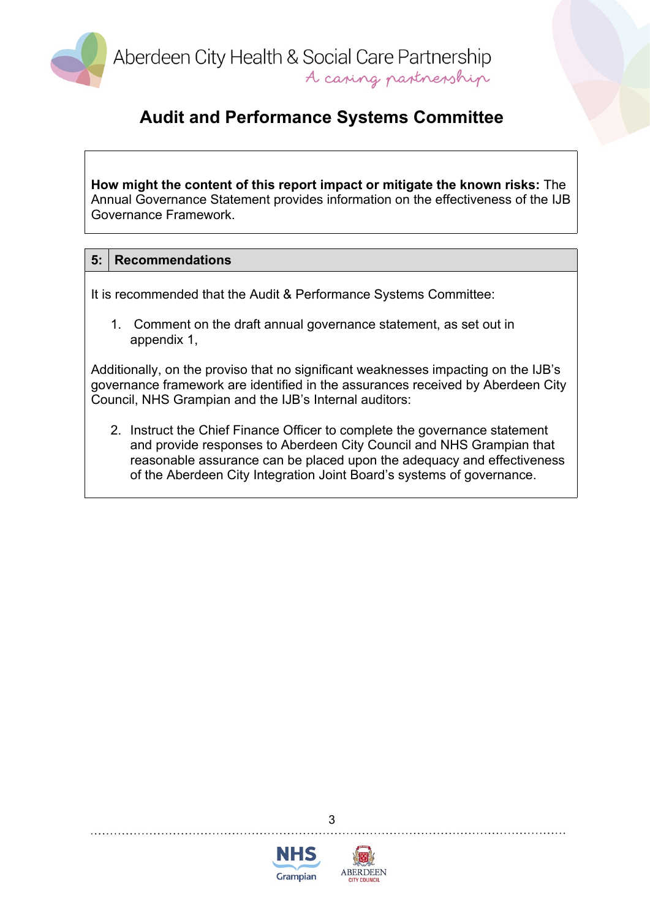**How might the content of this report impact or mitigate the known risks:** The Annual Governance Statement provides information on the effectiveness of the IJB Governance Framework.

## 5: Recommendations

It is recommended that the Audit & Performance Systems Committee:

1. Comment on the draft annual governance statement, as set out in appendix 1,

Additionally, on the proviso that no significant weaknesses impacting on the IJB's governance framework are identified in the assurances received by Aberdeen City Council, NHS Grampian and the IJB's Internal auditors:

2. Instruct the Chief Finance Officer to complete the governance statement and provide responses to Aberdeen City Council and NHS Grampian that reasonable assurance can be placed upon the adequacy and effectiveness of the Aberdeen City Integration Joint Board's systems of governance.